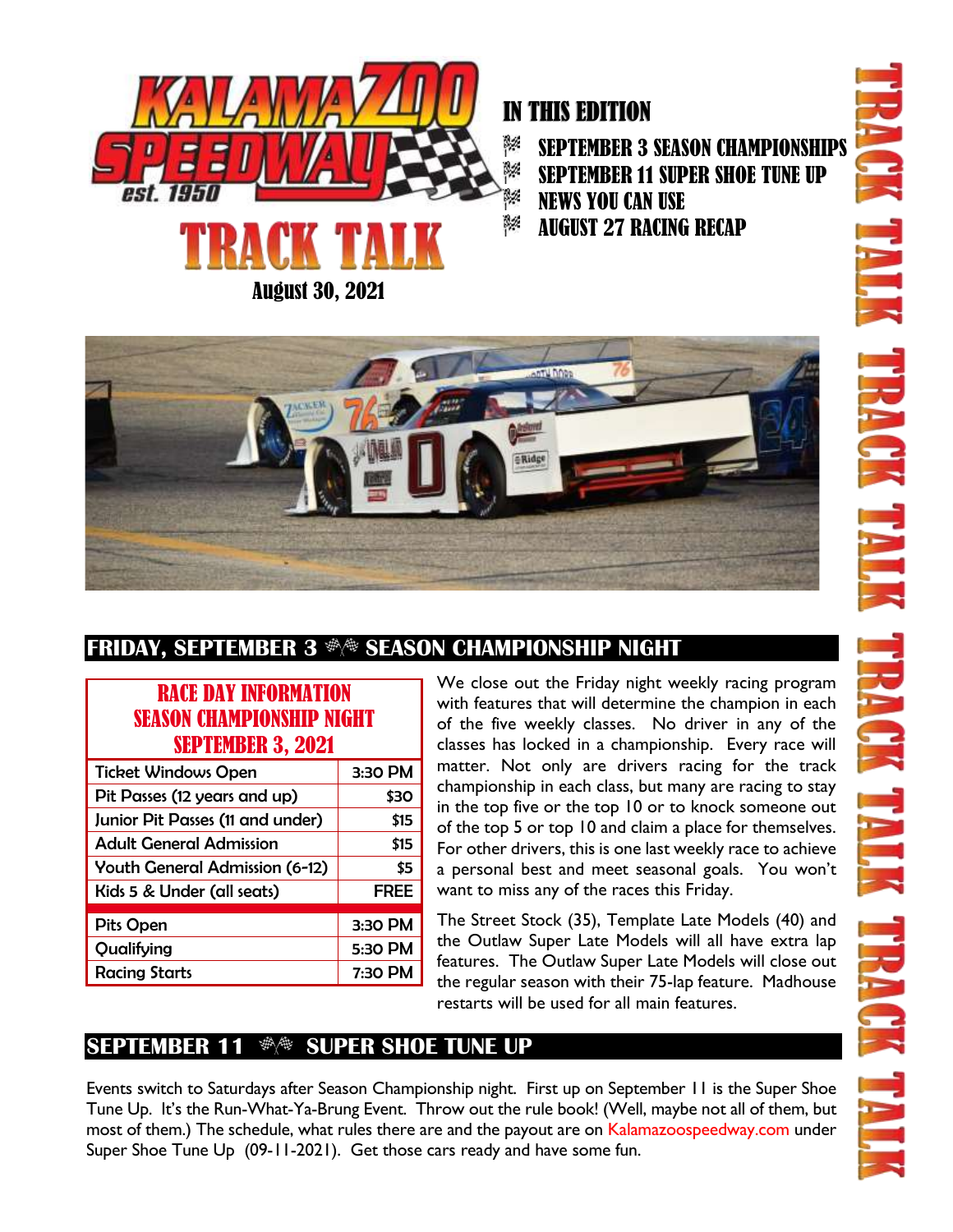# KALAMAZOO SPEEDWAY

est. 1950

# TRACK TALK

August 30, 2021

## IN THIS EDITION

- SEPTEMBER 3 SEASON CHAMPIONSHIPS
- SEPTEMBER 11 SUPER SHOE TUNE UP
- NEWS YOU CAN USE
- AUGUST 27 RACING RECAP

## FRIDAY, SEPTEMBER 3 SEASON CHAMPIONSHIP NIGHT

| RACE DAY INFORMATION SEASON CHAMPIONSHIP NIGHT SEPTEMBER 3, 2021 | |
|---|---|
| Ticket Windows Open | 3:30 PM |
| Pit Passes (12 years and up) | $30 |
| Junior Pit Passes (11 and under) | $15 |
| Adult General Admission | $15 |
| Youth General Admission (6-12) | $5 |
| Kids 5 & Under (all seats) | FREE |
| Pits Open | 3:30 PM |
| Qualifying | 5:30 PM |
| Racing Starts | 7:30 PM |

We close out the Friday night weekly racing program with features that will determine the champion in each of the five weekly classes. No driver in any of the classes has locked in a championship. Every race will matter. Not only are drivers racing for the track championship in each class, but many are racing to stay in the top five or the top 10 or to knock someone out of the top 5 or top 10 and claim a place for themselves. For other drivers, this is one last weekly race to achieve a personal best and meet seasonal goals. You won't want to miss any of the races this Friday.

The Street Stock (35), Template Late Models (40) and the Outlaw Super Late Models will all have extra lap features. The Outlaw Super Late Models will close out the regular season with their 75-lap feature. Madhouse restarts will be used for all main features.

## SEPTEMBER 11 SUPER SHOE TUNE UP

Events switch to Saturdays after Season Championship night. First up on September 11 is the Super Shoe Tune Up. It's the Run-What-Ya-Brung Event. Throw out the rule book! (Well, maybe not all of them, but most of them.) The schedule, what rules there are and the payout are on Kalamazoospeedway.com under Super Shoe Tune Up (09-11-2021). Get those cars ready and have some fun.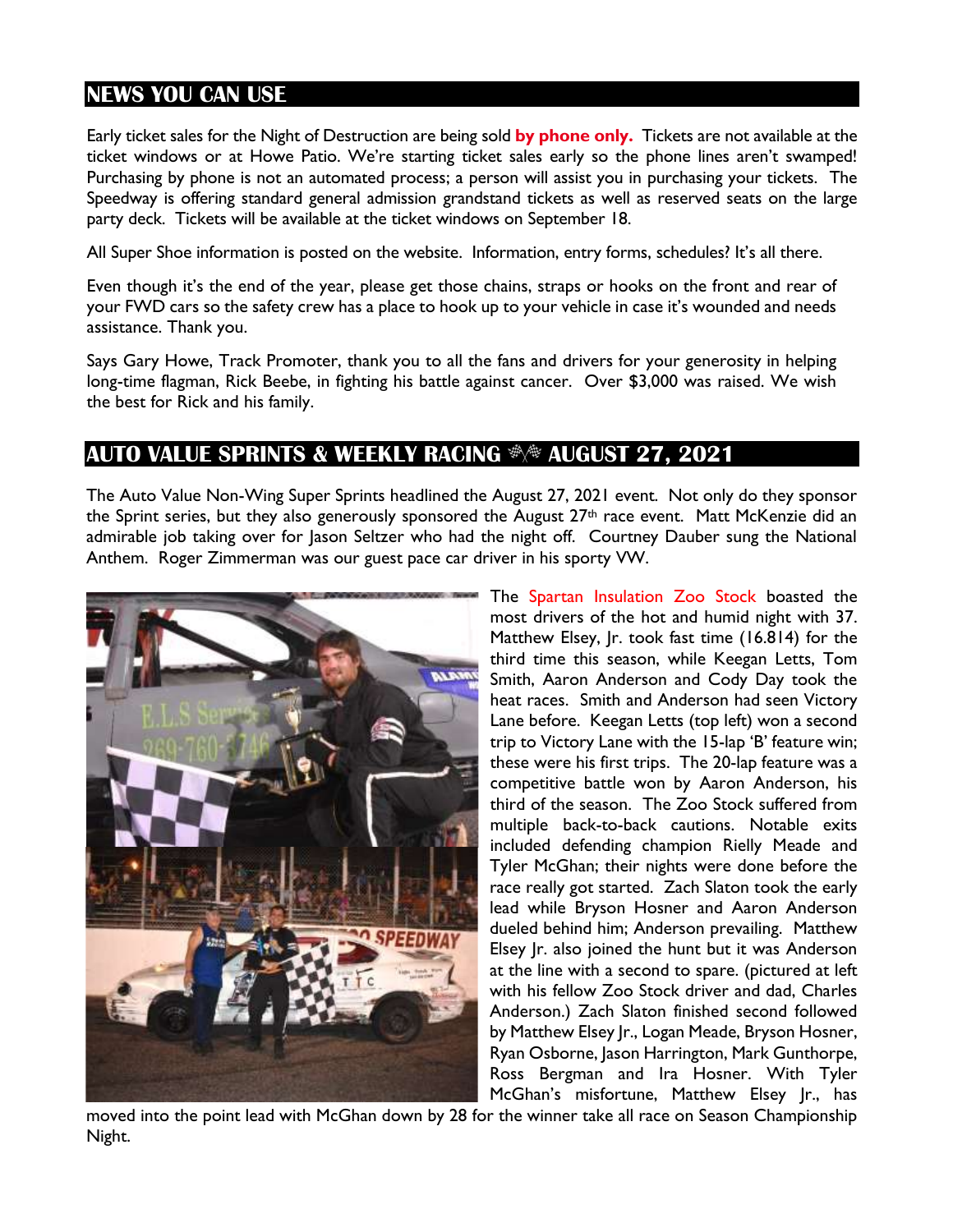## NEWS YOU CAN USE

Early ticket sales for the Night of Destruction are being sold **by phone only.** Tickets are not available at the ticket windows or at Howe Patio. We're starting ticket sales early so the phone lines aren't swamped! Purchasing by phone is not an automated process; a person will assist you in purchasing your tickets. The Speedway is offering standard general admission grandstand tickets as well as reserved seats on the large party deck. Tickets will be available at the ticket windows on September 18.

All Super Shoe information is posted on the website. Information, entry forms, schedules? It's all there.

Even though it's the end of the year, please get those chains, straps or hooks on the front and rear of your FWD cars so the safety crew has a place to hook up to your vehicle in case it's wounded and needs assistance. Thank you.

Says Gary Howe, Track Promoter, thank you to all the fans and drivers for your generosity in helping long-time flagman, Rick Beebe, in fighting his battle against cancer. Over $3,000 was raised. We wish the best for Rick and his family.

## AUTO VALUE SPRINTS & WEEKLY RACING AUGUST 27, 2021

The Auto Value Non-Wing Super Sprints headlined the August 27, 2021 event. Not only do they sponsor the Sprint series, but they also generously sponsored the August 27th race event. Matt McKenzie did an admirable job taking over for Jason Seltzer who had the night off. Courtney Dauber sung the National Anthem. Roger Zimmerman was our guest pace car driver in his sporty VW.

The Spartan Insulation Zoo Stock boasted the most drivers of the hot and humid night with 37. Matthew Elsey, Jr. took fast time (16.814) for the third time this season, while Keegan Letts, Tom Smith, Aaron Anderson and Cody Day took the heat races. Smith and Anderson had seen Victory Lane before. Keegan Letts (top left) won a second trip to Victory Lane with the 15-lap 'B' feature win; these were his first trips. The 20-lap feature was a competitive battle won by Aaron Anderson, his third of the season. The Zoo Stock suffered from multiple back-to-back cautions. Notable exits included defending champion Rielly Meade and Tyler McGhan; their nights were done before the race really got started. Zach Slaton took the early lead while Bryson Hosner and Aaron Anderson dueled behind him; Anderson prevailing. Matthew Elsey Jr. also joined the hunt but it was Anderson at the line with a second to spare. (pictured at left with his fellow Zoo Stock driver and dad, Charles Anderson.) Zach Slaton finished second followed by Matthew Elsey Jr., Logan Meade, Bryson Hosner, Ryan Osborne, Jason Harrington, Mark Gunthorpe, Ross Bergman and Ira Hosner. With Tyler McGhan's misfortune, Matthew Elsey Jr., has moved into the point lead with McGhan down by 28 for the winner take all race on Season Championship Night.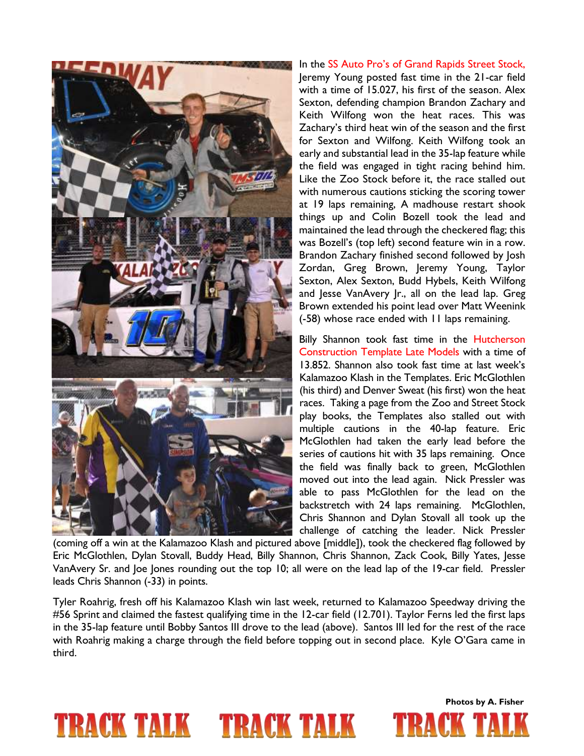In the SS Auto Pro's of Grand Rapids Street Stock, Jeremy Young posted fast time in the 21-car field with a time of 15.027, his first of the season. Alex Sexton, defending champion Brandon Zachary and Keith Wilfong won the heat races. This was Zachary's third heat win of the season and the first for Sexton and Wilfong. Keith Wilfong took an early and substantial lead in the 35-lap feature while the field was engaged in tight racing behind him. Like the Zoo Stock before it, the race stalled out with numerous cautions sticking the scoring tower at 19 laps remaining, A madhouse restart shook things up and Colin Bozell took the lead and maintained the lead through the checkered flag; this was Bozell's (top left) second feature win in a row. Brandon Zachary finished second followed by Josh Zordan, Greg Brown, Jeremy Young, Taylor Sexton, Alex Sexton, Budd Hybels, Keith Wilfong and Jesse VanAvery Jr., all on the lead lap. Greg Brown extended his point lead over Matt Weenink (-58) whose race ended with 11 laps remaining.

Billy Shannon took fast time in the Hutcherson Construction Template Late Models with a time of 13.852. Shannon also took fast time at last week's Kalamazoo Klash in the Templates. Eric McGlothlen (his third) and Denver Sweat (his first) won the heat races. Taking a page from the Zoo and Street Stock play books, the Templates also stalled out with multiple cautions in the 40-lap feature. Eric McGlothlen had taken the early lead before the series of cautions hit with 35 laps remaining. Once the field was finally back to green, McGlothlen moved out into the lead again. Nick Pressler was able to pass McGlothlen for the lead on the backstretch with 24 laps remaining. McGlothlen, Chris Shannon and Dylan Stovall all took up the challenge of catching the leader. Nick Pressler (coming off a win at the Kalamazoo Klash and pictured above [middle]), took the checkered flag followed by Eric McGlothlen, Dylan Stovall, Buddy Head, Billy Shannon, Chris Shannon, Zack Cook, Billy Yates, Jesse VanAvery Sr. and Joe Jones rounding out the top 10; all were on the lead lap of the 19-car field. Pressler leads Chris Shannon (-33) in points.

Tyler Roahrig, fresh off his Kalamazoo Klash win last week, returned to Kalamazoo Speedway driving the #56 Sprint and claimed the fastest qualifying time in the 12-car field (12.701). Taylor Ferns led the first laps in the 35-lap feature until Bobby Santos III drove to the lead (above). Santos III led for the rest of the race with Roahrig making a charge through the field before topping out in second place. Kyle O'Gara came in third.

**Photos by A. Fisher**

TRACK TALK TRACK TALK TRACK TALK